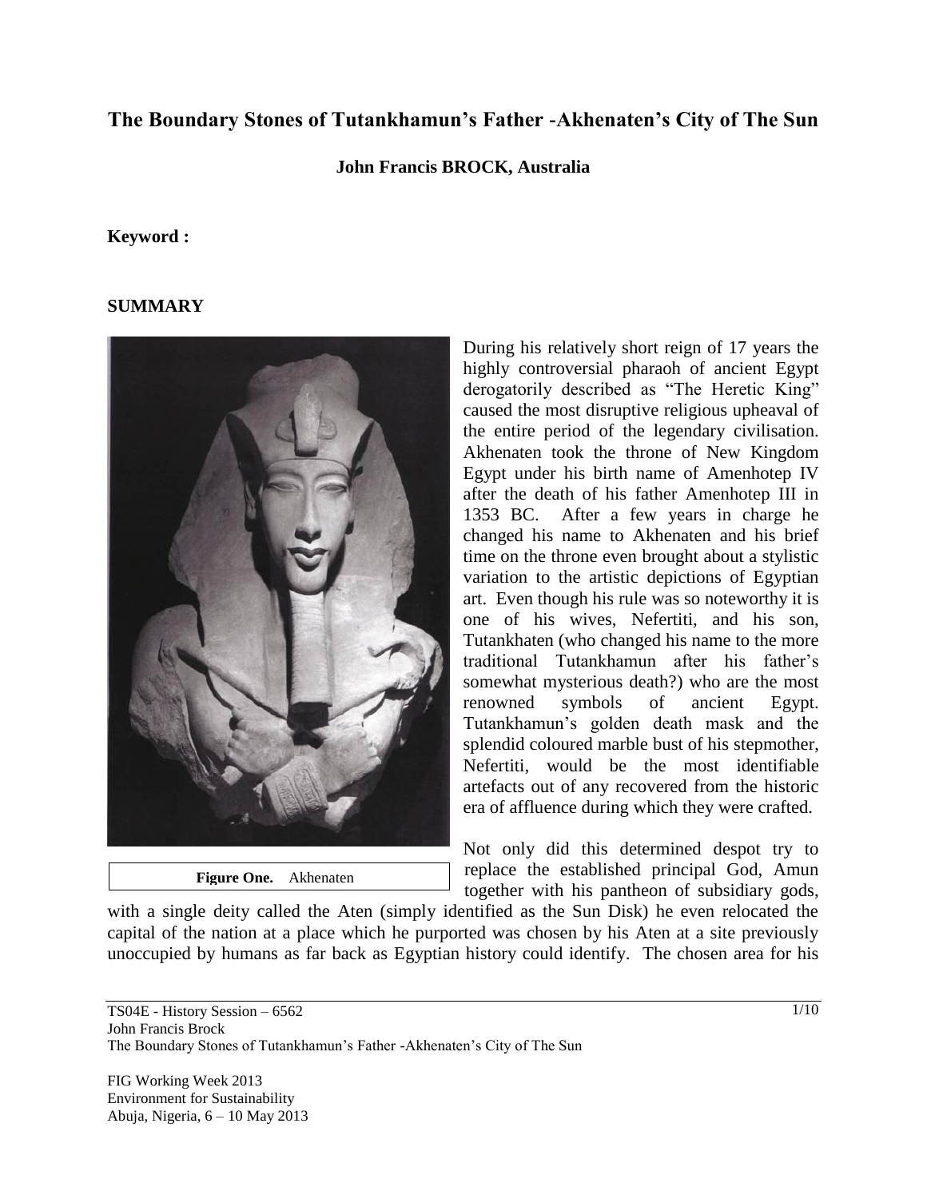# The Boundary Stones of Tutankhamun's Father -Akhenaten's City of The Sun

**John Francis BROCK, Australia**

**Keyword :**

## SUMMARY

**Figure One.** Akhenaten

During his relatively short reign of 17 years the highly controversial pharaoh of ancient Egypt derogatorily described as "The Heretic King" caused the most disruptive religious upheaval of the entire period of the legendary civilisation. Akhenaten took the throne of New Kingdom Egypt under his birth name of Amenhotep IV after the death of his father Amenhotep III in 1353 BC. After a few years in charge he changed his name to Akhenaten and his brief time on the throne even brought about a stylistic variation to the artistic depictions of Egyptian art. Even though his rule was so noteworthy it is one of his wives, Nefertiti, and his son, Tutankhaten (who changed his name to the more traditional Tutankhamun after his father's somewhat mysterious death?) who are the most renowned symbols of ancient Egypt. Tutankhamun's golden death mask and the splendid coloured marble bust of his stepmother, Nefertiti, would be the most identifiable artefacts out of any recovered from the historic era of affluence during which they were crafted.

Not only did this determined despot try to replace the established principal God, Amun together with his pantheon of subsidiary gods, with a single deity called the Aten (simply identified as the Sun Disk) he even relocated the capital of the nation at a place which he purported was chosen by his Aten at a site previously unoccupied by humans as far back as Egyptian history could identify. The chosen area for his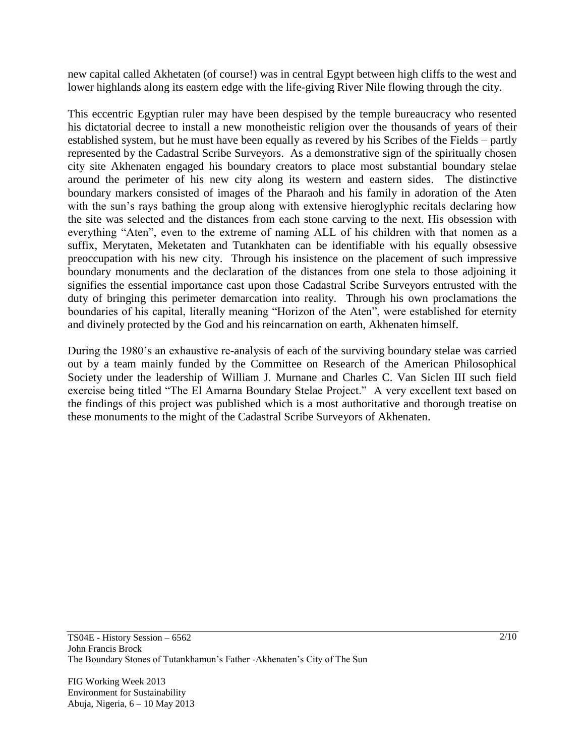new capital called Akhetaten (of course!) was in central Egypt between high cliffs to the west and lower highlands along its eastern edge with the life-giving River Nile flowing through the city.

This eccentric Egyptian ruler may have been despised by the temple bureaucracy who resented his dictatorial decree to install a new monotheistic religion over the thousands of years of their established system, but he must have been equally as revered by his Scribes of the Fields – partly represented by the Cadastral Scribe Surveyors. As a demonstrative sign of the spiritually chosen city site Akhenaten engaged his boundary creators to place most substantial boundary stelae around the perimeter of his new city along its western and eastern sides. The distinctive boundary markers consisted of images of the Pharaoh and his family in adoration of the Aten with the sun's rays bathing the group along with extensive hieroglyphic recitals declaring how the site was selected and the distances from each stone carving to the next. His obsession with everything "Aten", even to the extreme of naming ALL of his children with that nomen as a suffix, Merytaten, Meketaten and Tutankhaten can be identifiable with his equally obsessive preoccupation with his new city. Through his insistence on the placement of such impressive boundary monuments and the declaration of the distances from one stela to those adjoining it signifies the essential importance cast upon those Cadastral Scribe Surveyors entrusted with the duty of bringing this perimeter demarcation into reality. Through his own proclamations the boundaries of his capital, literally meaning "Horizon of the Aten", were established for eternity and divinely protected by the God and his reincarnation on earth, Akhenaten himself.

During the 1980's an exhaustive re-analysis of each of the surviving boundary stelae was carried out by a team mainly funded by the Committee on Research of the American Philosophical Society under the leadership of William J. Murnane and Charles C. Van Siclen III such field exercise being titled "The El Amarna Boundary Stelae Project." A very excellent text based on the findings of this project was published which is a most authoritative and thorough treatise on these monuments to the might of the Cadastral Scribe Surveyors of Akhenaten.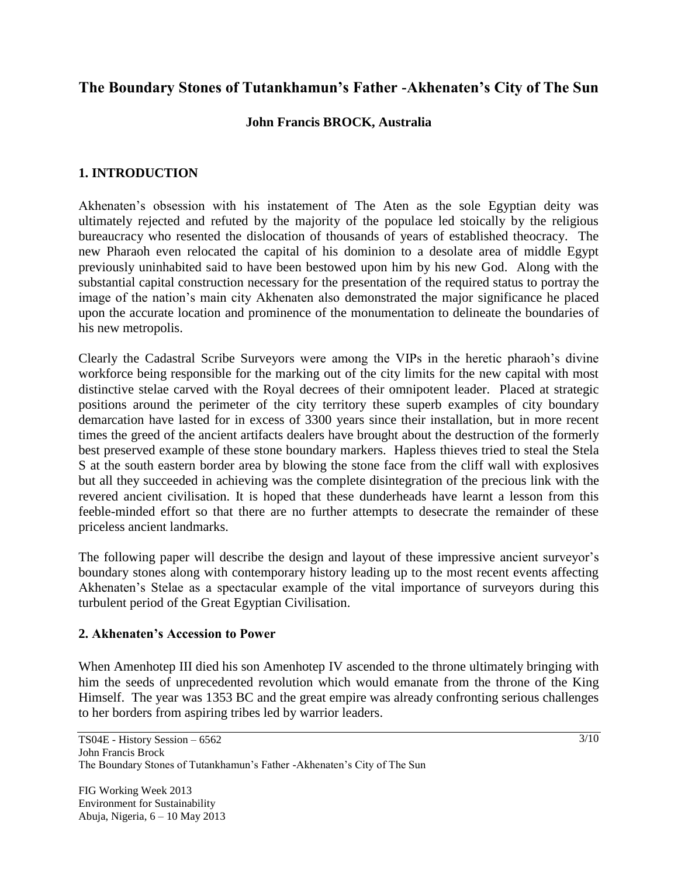# The Boundary Stones of Tutankhamun's Father -Akhenaten's City of The Sun

**John Francis BROCK, Australia**

## 1. INTRODUCTION

Akhenaten's obsession with his instatement of The Aten as the sole Egyptian deity was ultimately rejected and refuted by the majority of the populace led stoically by the religious bureaucracy who resented the dislocation of thousands of years of established theocracy. The new Pharaoh even relocated the capital of his dominion to a desolate area of middle Egypt previously uninhabited said to have been bestowed upon him by his new God. Along with the substantial capital construction necessary for the presentation of the required status to portray the image of the nation's main city Akhenaten also demonstrated the major significance he placed upon the accurate location and prominence of the monumentation to delineate the boundaries of his new metropolis.

Clearly the Cadastral Scribe Surveyors were among the VIPs in the heretic pharaoh's divine workforce being responsible for the marking out of the city limits for the new capital with most distinctive stelae carved with the Royal decrees of their omnipotent leader. Placed at strategic positions around the perimeter of the city territory these superb examples of city boundary demarcation have lasted for in excess of 3300 years since their installation, but in more recent times the greed of the ancient artifacts dealers have brought about the destruction of the formerly best preserved example of these stone boundary markers. Hapless thieves tried to steal the Stela S at the south eastern border area by blowing the stone face from the cliff wall with explosives but all they succeeded in achieving was the complete disintegration of the precious link with the revered ancient civilisation. It is hoped that these dunderheads have learnt a lesson from this feeble-minded effort so that there are no further attempts to desecrate the remainder of these priceless ancient landmarks.

The following paper will describe the design and layout of these impressive ancient surveyor's boundary stones along with contemporary history leading up to the most recent events affecting Akhenaten's Stelae as a spectacular example of the vital importance of surveyors during this turbulent period of the Great Egyptian Civilisation.

## 2. Akhenaten's Accession to Power

When Amenhotep III died his son Amenhotep IV ascended to the throne ultimately bringing with him the seeds of unprecedented revolution which would emanate from the throne of the King Himself. The year was 1353 BC and the great empire was already confronting serious challenges to her borders from aspiring tribes led by warrior leaders.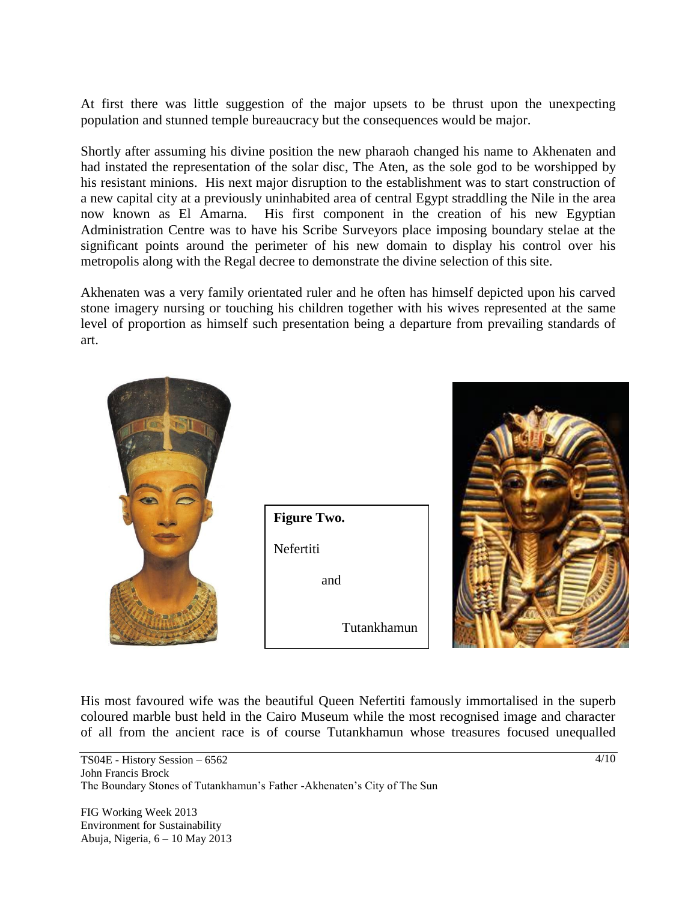At first there was little suggestion of the major upsets to be thrust upon the unexpecting population and stunned temple bureaucracy but the consequences would be major.

Shortly after assuming his divine position the new pharaoh changed his name to Akhenaten and had instated the representation of the solar disc, The Aten, as the sole god to be worshipped by his resistant minions. His next major disruption to the establishment was to start construction of a new capital city at a previously uninhabited area of central Egypt straddling the Nile in the area now known as El Amarna. His first component in the creation of his new Egyptian Administration Centre was to have his Scribe Surveyors place imposing boundary stelae at the significant points around the perimeter of his new domain to display his control over his metropolis along with the Regal decree to demonstrate the divine selection of this site.

Akhenaten was a very family orientated ruler and he often has himself depicted upon his carved stone imagery nursing or touching his children together with his wives represented at the same level of proportion as himself such presentation being a departure from prevailing standards of art.

**Figure Two.**

Nefertiti and Tutankhamun

His most favoured wife was the beautiful Queen Nefertiti famously immortalised in the superb coloured marble bust held in the Cairo Museum while the most recognised image and character of all from the ancient race is of course Tutankhamun whose treasures focused unequalled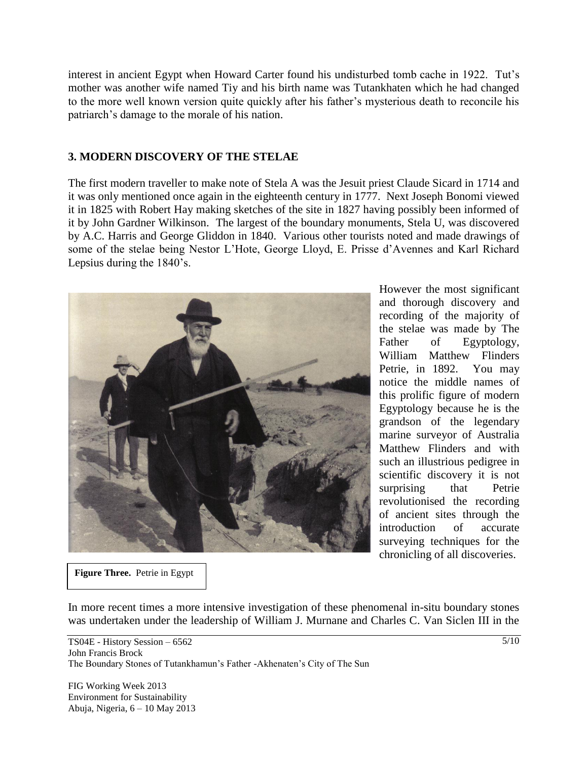interest in ancient Egypt when Howard Carter found his undisturbed tomb cache in 1922. Tut's mother was another wife named Tiy and his birth name was Tutankhaten which he had changed to the more well known version quite quickly after his father's mysterious death to reconcile his patriarch's damage to the morale of his nation.

## 3. MODERN DISCOVERY OF THE STELAE

The first modern traveller to make note of Stela A was the Jesuit priest Claude Sicard in 1714 and it was only mentioned once again in the eighteenth century in 1777. Next Joseph Bonomi viewed it in 1825 with Robert Hay making sketches of the site in 1827 having possibly been informed of it by John Gardner Wilkinson. The largest of the boundary monuments, Stela U, was discovered by A.C. Harris and George Gliddon in 1840. Various other tourists noted and made drawings of some of the stelae being Nestor L'Hote, George Lloyd, E. Prisse d'Avennes and Karl Richard Lepsius during the 1840's.

However the most significant and thorough discovery and recording of the majority of the stelae was made by The Father of Egyptology, William Matthew Flinders Petrie, in 1892. You may notice the middle names of this prolific figure of modern Egyptology because he is the grandson of the legendary marine surveyor of Australia Matthew Flinders and with such an illustrious pedigree in scientific discovery it is not surprising that Petrie revolutionised the recording of ancient sites through the introduction of accurate surveying techniques for the chronicling of all discoveries.

**Figure Three.** Petrie in Egypt

In more recent times a more intensive investigation of these phenomenal in-situ boundary stones was undertaken under the leadership of William J. Murnane and Charles C. Van Siclen III in the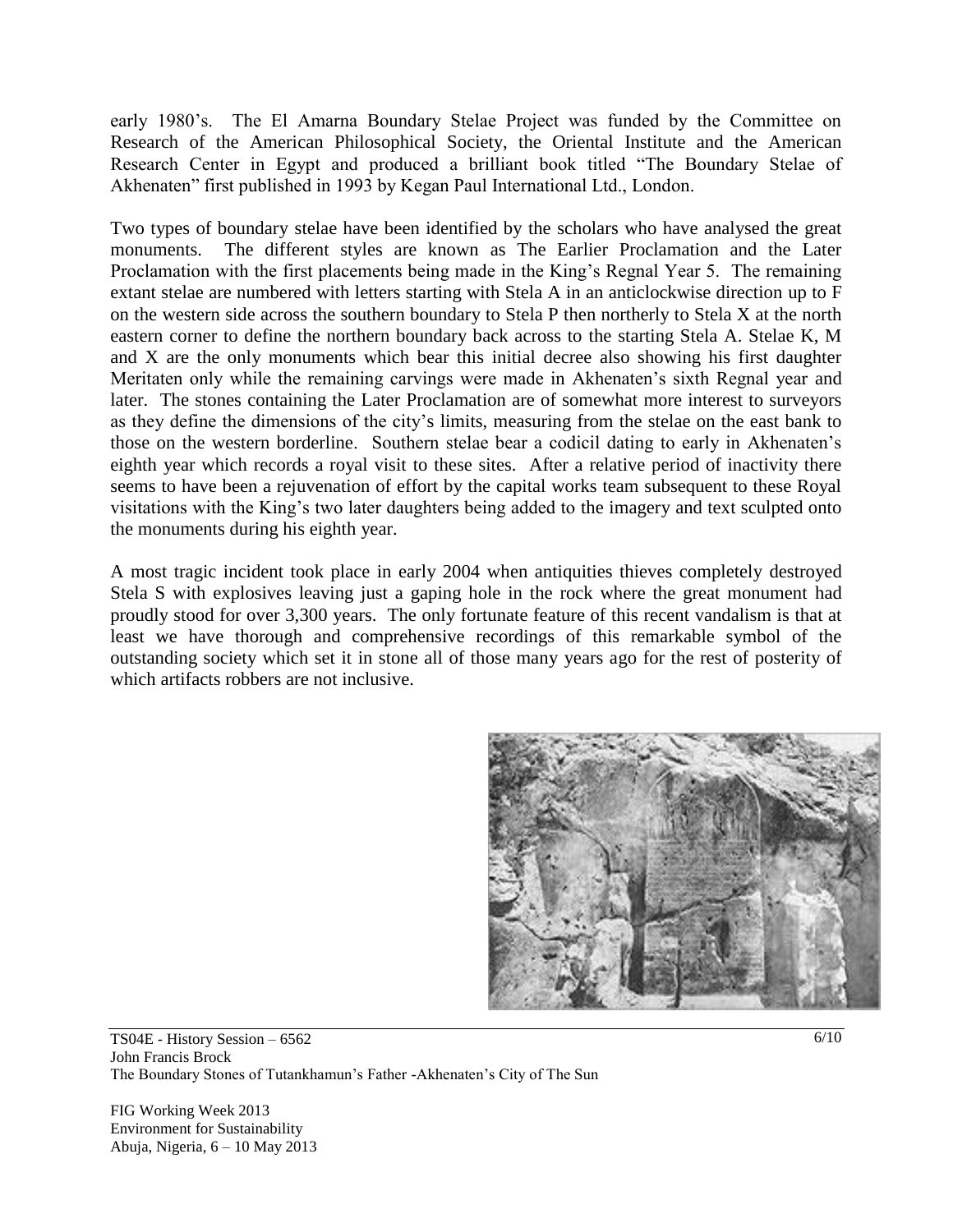early 1980's. The El Amarna Boundary Stelae Project was funded by the Committee on Research of the American Philosophical Society, the Oriental Institute and the American Research Center in Egypt and produced a brilliant book titled "The Boundary Stelae of Akhenaten" first published in 1993 by Kegan Paul International Ltd., London.

Two types of boundary stelae have been identified by the scholars who have analysed the great monuments. The different styles are known as The Earlier Proclamation and the Later Proclamation with the first placements being made in the King's Regnal Year 5. The remaining extant stelae are numbered with letters starting with Stela A in an anticlockwise direction up to F on the western side across the southern boundary to Stela P then northerly to Stela X at the north eastern corner to define the northern boundary back across to the starting Stela A. Stelae K, M and X are the only monuments which bear this initial decree also showing his first daughter Meritaten only while the remaining carvings were made in Akhenaten's sixth Regnal year and later. The stones containing the Later Proclamation are of somewhat more interest to surveyors as they define the dimensions of the city's limits, measuring from the stelae on the east bank to those on the western borderline. Southern stelae bear a codicil dating to early in Akhenaten's eighth year which records a royal visit to these sites. After a relative period of inactivity there seems to have been a rejuvenation of effort by the capital works team subsequent to these Royal visitations with the King's two later daughters being added to the imagery and text sculpted onto the monuments during his eighth year.

A most tragic incident took place in early 2004 when antiquities thieves completely destroyed Stela S with explosives leaving just a gaping hole in the rock where the great monument had proudly stood for over 3,300 years. The only fortunate feature of this recent vandalism is that at least we have thorough and comprehensive recordings of this remarkable symbol of the outstanding society which set it in stone all of those many years ago for the rest of posterity of which artifacts robbers are not inclusive.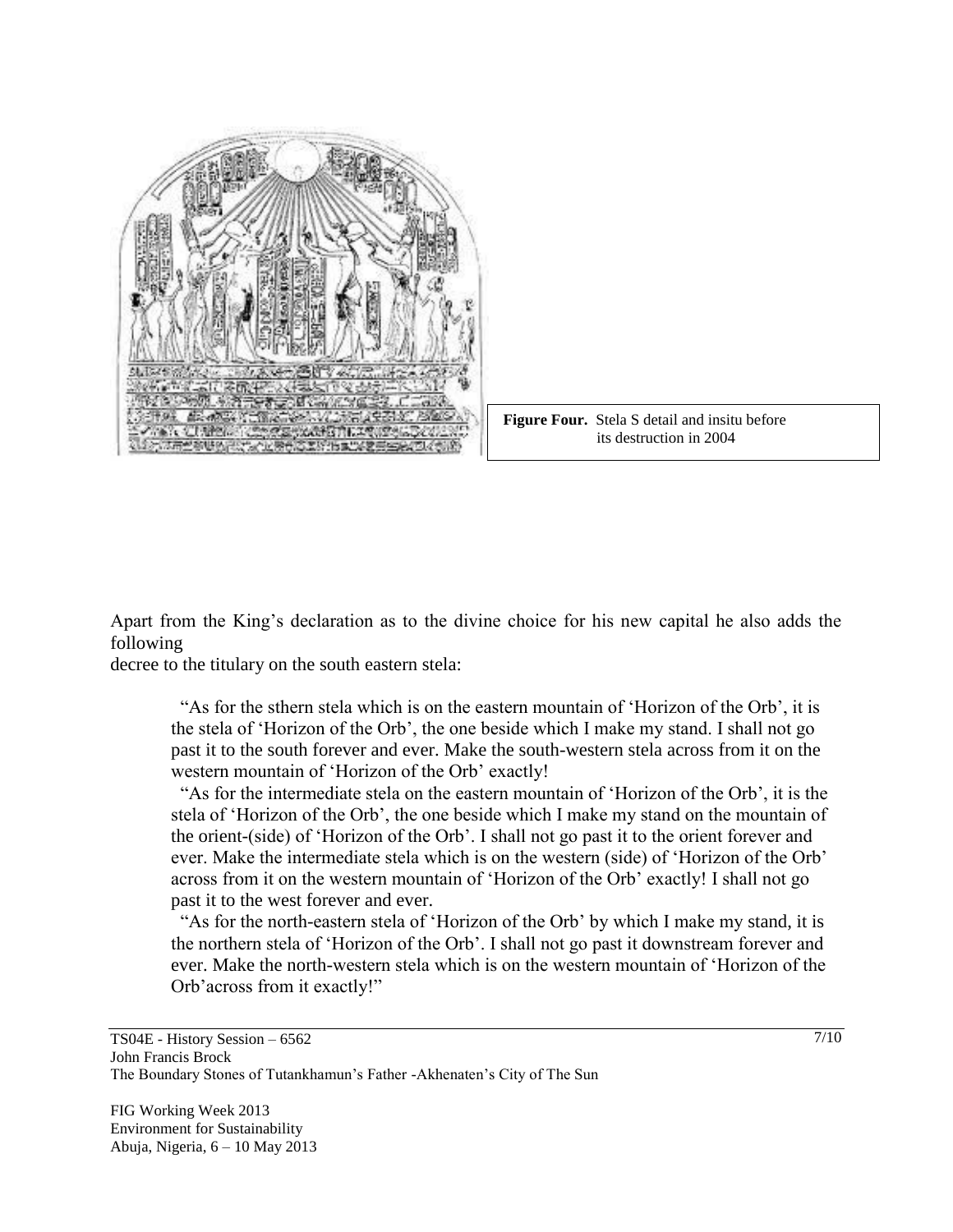**Figure Four.** Stela S detail and insitu before its destruction in 2004

Apart from the King's declaration as to the divine choice for his new capital he also adds the following
decree to the titulary on the south eastern stela:

> "As for the sthern stela which is on the eastern mountain of 'Horizon of the Orb', it is the stela of 'Horizon of the Orb', the one beside which I make my stand. I shall not go past it to the south forever and ever. Make the south-western stela across from it on the western mountain of 'Horizon of the Orb' exactly!
>
> "As for the intermediate stela on the eastern mountain of 'Horizon of the Orb', it is the stela of 'Horizon of the Orb', the one beside which I make my stand on the mountain of the orient-(side) of 'Horizon of the Orb'. I shall not go past it to the orient forever and ever. Make the intermediate stela which is on the western (side) of 'Horizon of the Orb' across from it on the western mountain of 'Horizon of the Orb' exactly! I shall not go past it to the west forever and ever.
>
> "As for the north-eastern stela of 'Horizon of the Orb' by which I make my stand, it is the northern stela of 'Horizon of the Orb'. I shall not go past it downstream forever and ever. Make the north-western stela which is on the western mountain of 'Horizon of the Orb'across from it exactly!"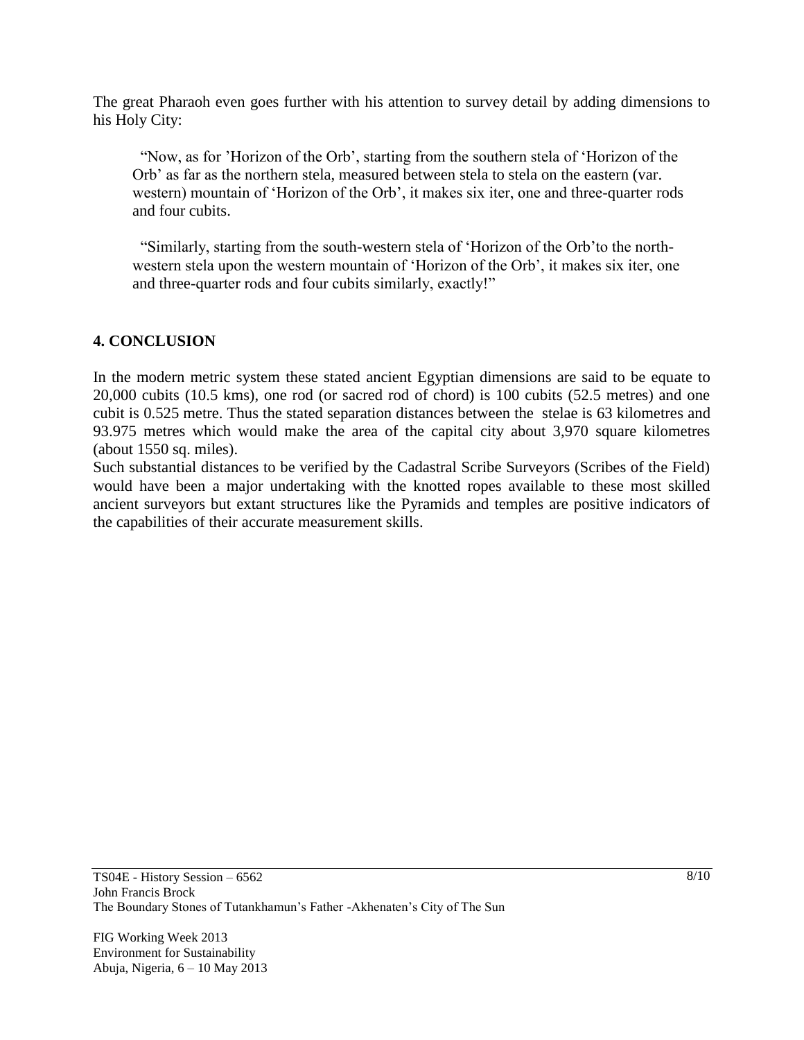The great Pharaoh even goes further with his attention to survey detail by adding dimensions to his Holy City:

> "Now, as for 'Horizon of the Orb', starting from the southern stela of 'Horizon of the Orb' as far as the northern stela, measured between stela to stela on the eastern (var. western) mountain of 'Horizon of the Orb', it makes six iter, one and three-quarter rods and four cubits.
>
> "Similarly, starting from the south-western stela of 'Horizon of the Orb'to the north-western stela upon the western mountain of 'Horizon of the Orb', it makes six iter, one and three-quarter rods and four cubits similarly, exactly!"

## 4. CONCLUSION

In the modern metric system these stated ancient Egyptian dimensions are said to be equate to 20,000 cubits (10.5 kms), one rod (or sacred rod of chord) is 100 cubits (52.5 metres) and one cubit is 0.525 metre. Thus the stated separation distances between the stelae is 63 kilometres and 93.975 metres which would make the area of the capital city about 3,970 square kilometres (about 1550 sq. miles).

Such substantial distances to be verified by the Cadastral Scribe Surveyors (Scribes of the Field) would have been a major undertaking with the knotted ropes available to these most skilled ancient surveyors but extant structures like the Pyramids and temples are positive indicators of the capabilities of their accurate measurement skills.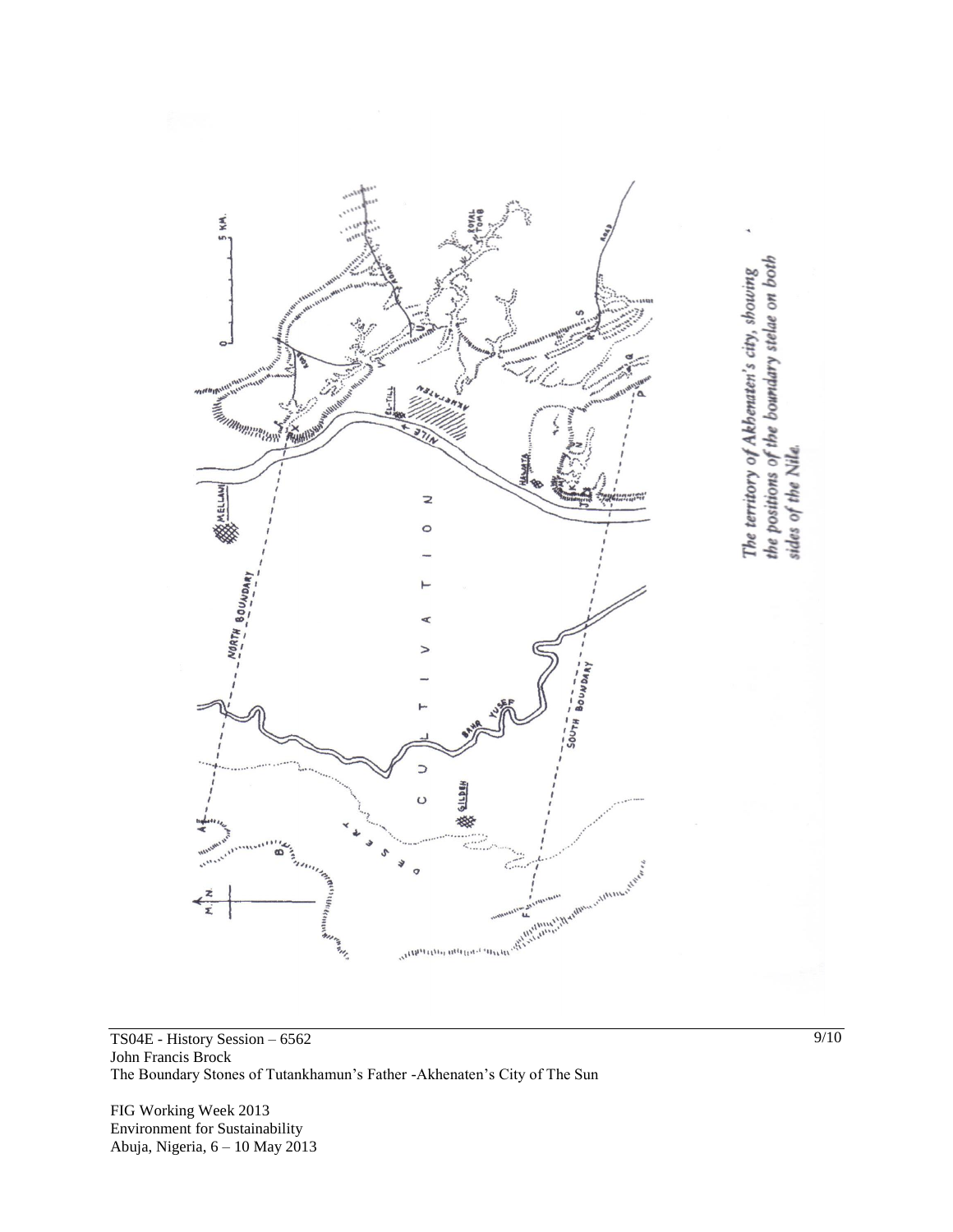*The territory of Akhenaten's city, showing the positions of the boundary stelae on both sides of the Nile.*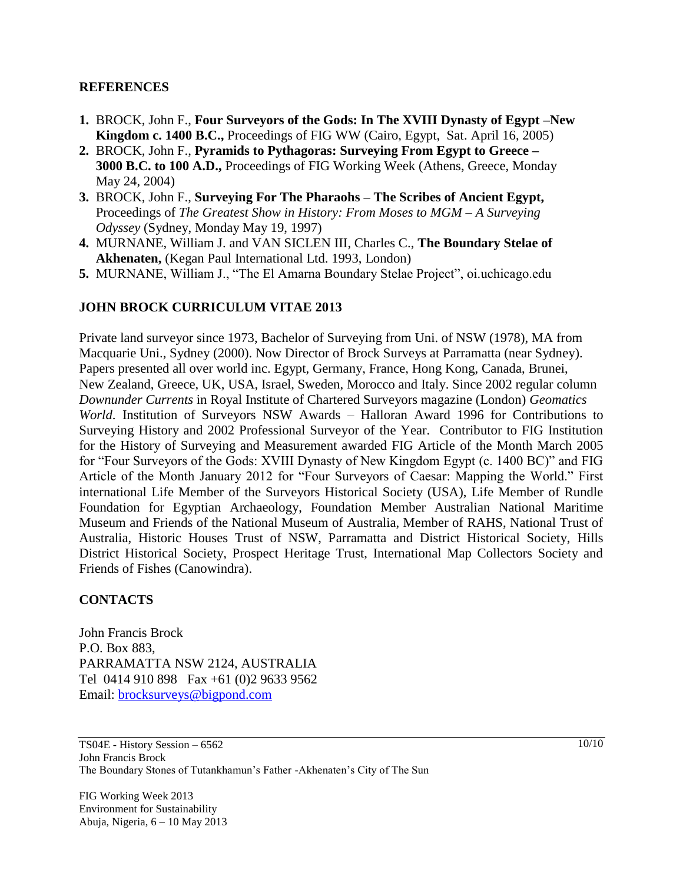## REFERENCES

1. BROCK, John F., **Four Surveyors of the Gods: In The XVIII Dynasty of Egypt –New Kingdom c. 1400 B.C.,** Proceedings of FIG WW (Cairo, Egypt, Sat. April 16, 2005)
2. BROCK, John F., **Pyramids to Pythagoras: Surveying From Egypt to Greece – 3000 B.C. to 100 A.D.,** Proceedings of FIG Working Week (Athens, Greece, Monday May 24, 2004)
3. BROCK, John F., **Surveying For The Pharaohs – The Scribes of Ancient Egypt,** Proceedings of *The Greatest Show in History: From Moses to MGM – A Surveying Odyssey* (Sydney, Monday May 19, 1997)
4. MURNANE, William J. and VAN SICLEN III, Charles C., **The Boundary Stelae of Akhenaten,** (Kegan Paul International Ltd. 1993, London)
5. MURNANE, William J., "The El Amarna Boundary Stelae Project", oi.uchicago.edu

## JOHN BROCK CURRICULUM VITAE 2013

Private land surveyor since 1973, Bachelor of Surveying from Uni. of NSW (1978), MA from Macquarie Uni., Sydney (2000). Now Director of Brock Surveys at Parramatta (near Sydney). Papers presented all over world inc. Egypt, Germany, France, Hong Kong, Canada, Brunei, New Zealand, Greece, UK, USA, Israel, Sweden, Morocco and Italy. Since 2002 regular column *Downunder Currents* in Royal Institute of Chartered Surveyors magazine (London) *Geomatics World*. Institution of Surveyors NSW Awards – Halloran Award 1996 for Contributions to Surveying History and 2002 Professional Surveyor of the Year. Contributor to FIG Institution for the History of Surveying and Measurement awarded FIG Article of the Month March 2005 for "Four Surveyors of the Gods: XVIII Dynasty of New Kingdom Egypt (c. 1400 BC)" and FIG Article of the Month January 2012 for "Four Surveyors of Caesar: Mapping the World." First international Life Member of the Surveyors Historical Society (USA), Life Member of Rundle Foundation for Egyptian Archaeology, Foundation Member Australian National Maritime Museum and Friends of the National Museum of Australia, Member of RAHS, National Trust of Australia, Historic Houses Trust of NSW, Parramatta and District Historical Society, Hills District Historical Society, Prospect Heritage Trust, International Map Collectors Society and Friends of Fishes (Canowindra).

## CONTACTS

John Francis Brock
P.O. Box 883,
PARRAMATTA NSW 2124, AUSTRALIA
Tel 0414 910 898 Fax +61 (0)2 9633 9562
Email: brocksurveys@bigpond.com